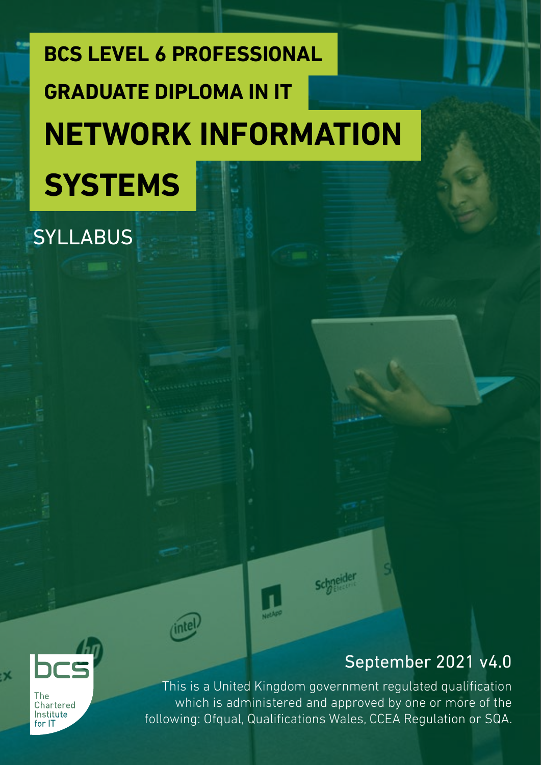# BCS LEVEL 6 PROFESSIONAL GRADUATE DIPLOMA IN IT

# NETWORK INFORMATION SYSTEMS

## SYLLABUS

September 2021 v4.0

This is a United Kingdom government regulated qualification which is administered and approved by one or more of the following: Ofqual, Qualifications Wales, CCEA Regulation or SQA.

bcs The Chartered Institute for IT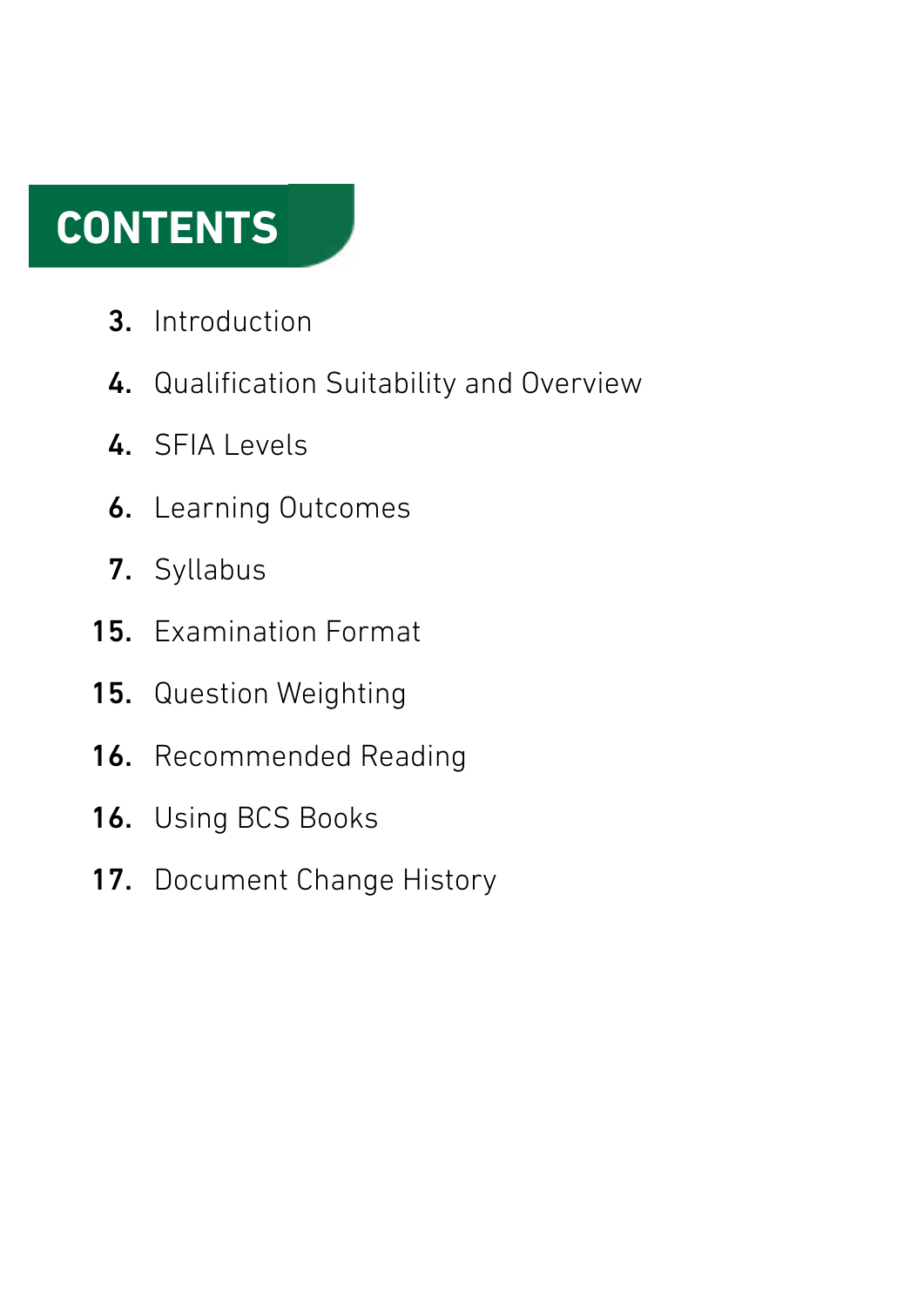# CONTENTS

**3.** Introduction

**4.** Qualification Suitability and Overview

**4.** SFIA Levels

**6.** Learning Outcomes

**7.** Syllabus

**15.** Examination Format

**15.** Question Weighting

**16.** Recommended Reading

**16.** Using BCS Books

**17.** Document Change History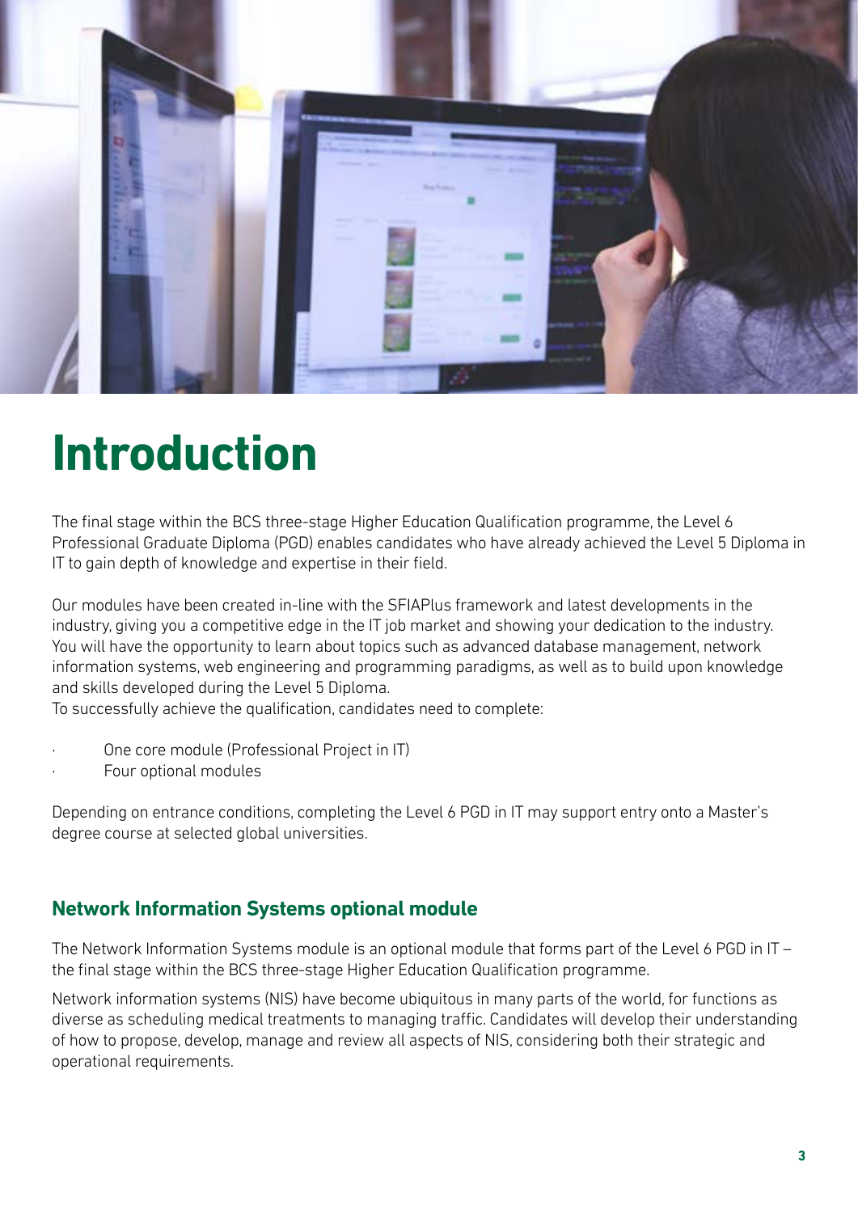# Introduction

The final stage within the BCS three-stage Higher Education Qualification programme, the Level 6 Professional Graduate Diploma (PGD) enables candidates who have already achieved the Level 5 Diploma in IT to gain depth of knowledge and expertise in their field.

Our modules have been created in-line with the SFIAPlus framework and latest developments in the industry, giving you a competitive edge in the IT job market and showing your dedication to the industry. You will have the opportunity to learn about topics such as advanced database management, network information systems, web engineering and programming paradigms, as well as to build upon knowledge and skills developed during the Level 5 Diploma.
To successfully achieve the qualification, candidates need to complete:

- One core module (Professional Project in IT)
- Four optional modules

Depending on entrance conditions, completing the Level 6 PGD in IT may support entry onto a Master's degree course at selected global universities.

## Network Information Systems optional module

The Network Information Systems module is an optional module that forms part of the Level 6 PGD in IT – the final stage within the BCS three-stage Higher Education Qualification programme.

Network information systems (NIS) have become ubiquitous in many parts of the world, for functions as diverse as scheduling medical treatments to managing traffic. Candidates will develop their understanding of how to propose, develop, manage and review all aspects of NIS, considering both their strategic and operational requirements.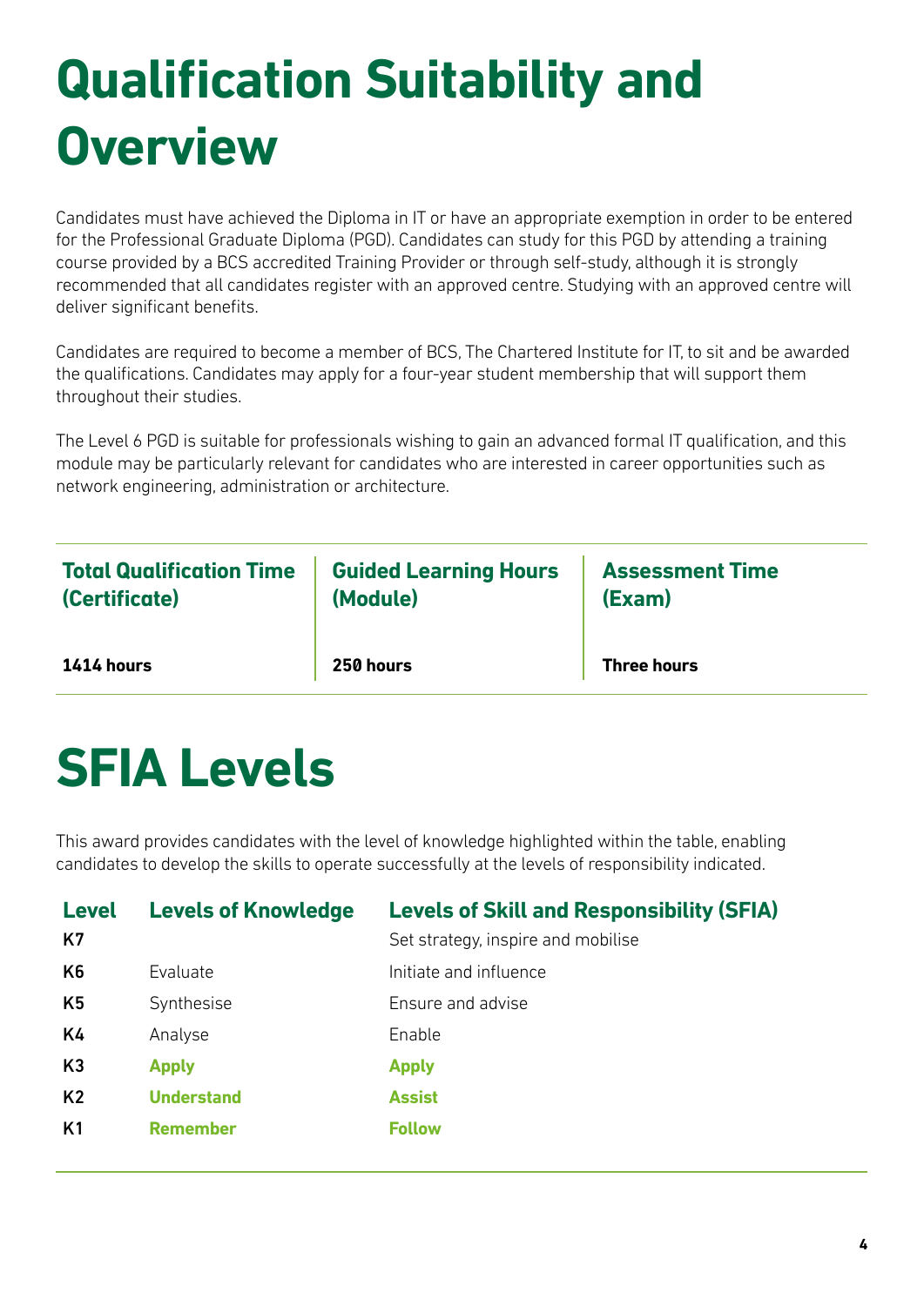# Qualification Suitability and Overview

Candidates must have achieved the Diploma in IT or have an appropriate exemption in order to be entered for the Professional Graduate Diploma (PGD). Candidates can study for this PGD by attending a training course provided by a BCS accredited Training Provider or through self-study, although it is strongly recommended that all candidates register with an approved centre. Studying with an approved centre will deliver significant benefits.

Candidates are required to become a member of BCS, The Chartered Institute for IT, to sit and be awarded the qualifications. Candidates may apply for a four-year student membership that will support them throughout their studies.

The Level 6 PGD is suitable for professionals wishing to gain an advanced formal IT qualification, and this module may be particularly relevant for candidates who are interested in career opportunities such as network engineering, administration or architecture.

| Total Qualification Time (Certificate) | Guided Learning Hours (Module) | Assessment Time (Exam) |
|---|---|---|
| **1414 hours** | **250 hours** | **Three hours** |

# SFIA Levels

This award provides candidates with the level of knowledge highlighted within the table, enabling candidates to develop the skills to operate successfully at the levels of responsibility indicated.

| Level | Levels of Knowledge | Levels of Skill and Responsibility (SFIA) |
|---|---|---|
| K7 | | Set strategy, inspire and mobilise |
| K6 | Evaluate | Initiate and influence |
| K5 | Synthesise | Ensure and advise |
| K4 | Analyse | Enable |
| K3 | **Apply** | **Apply** |
| K2 | **Understand** | **Assist** |
| K1 | **Remember** | **Follow** |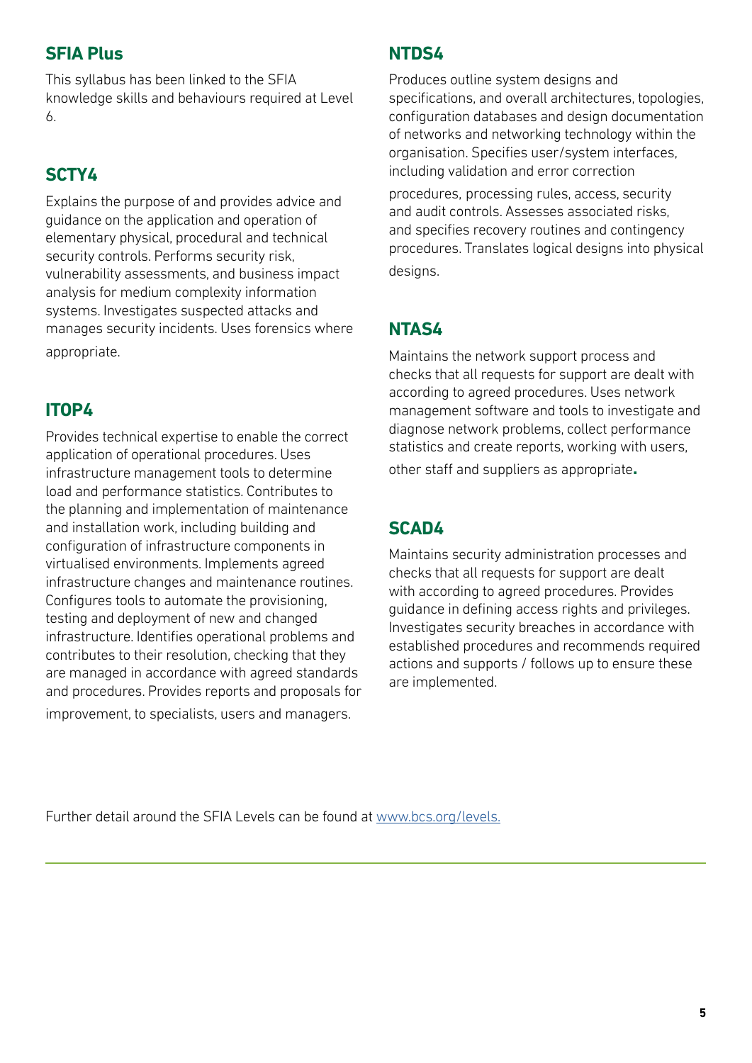## SFIA Plus

This syllabus has been linked to the SFIA knowledge skills and behaviours required at Level 6.

## SCTY4

Explains the purpose of and provides advice and guidance on the application and operation of elementary physical, procedural and technical security controls. Performs security risk, vulnerability assessments, and business impact analysis for medium complexity information systems. Investigates suspected attacks and manages security incidents. Uses forensics where appropriate.

## ITOP4

Provides technical expertise to enable the correct application of operational procedures. Uses infrastructure management tools to determine load and performance statistics. Contributes to the planning and implementation of maintenance and installation work, including building and configuration of infrastructure components in virtualised environments. Implements agreed infrastructure changes and maintenance routines. Configures tools to automate the provisioning, testing and deployment of new and changed infrastructure. Identifies operational problems and contributes to their resolution, checking that they are managed in accordance with agreed standards and procedures. Provides reports and proposals for improvement, to specialists, users and managers.

## NTDS4

Produces outline system designs and specifications, and overall architectures, topologies, configuration databases and design documentation of networks and networking technology within the organisation. Specifies user/system interfaces, including validation and error correction procedures, processing rules, access, security and audit controls. Assesses associated risks, and specifies recovery routines and contingency procedures. Translates logical designs into physical designs.

## NTAS4

Maintains the network support process and checks that all requests for support are dealt with according to agreed procedures. Uses network management software and tools to investigate and diagnose network problems, collect performance statistics and create reports, working with users, other staff and suppliers as appropriate.

## SCAD4

Maintains security administration processes and checks that all requests for support are dealt with according to agreed procedures. Provides guidance in defining access rights and privileges. Investigates security breaches in accordance with established procedures and recommends required actions and supports / follows up to ensure these are implemented.

Further detail around the SFIA Levels can be found at www.bcs.org/levels.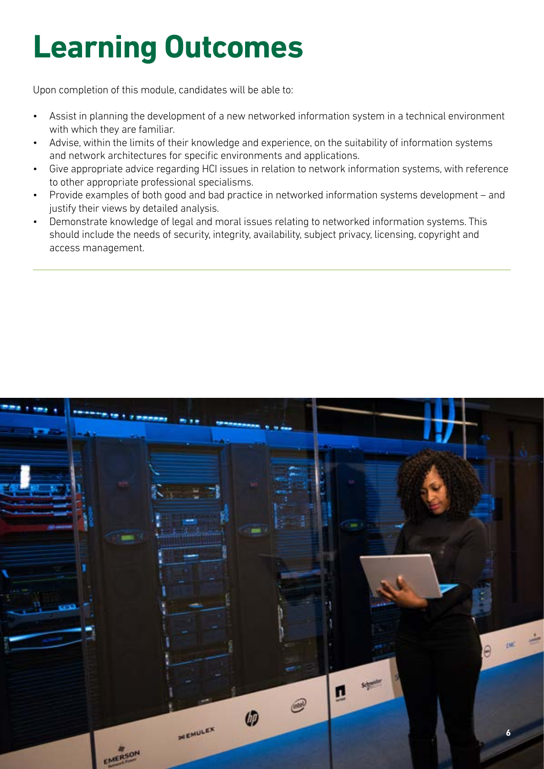# Learning Outcomes

Upon completion of this module, candidates will be able to:

- Assist in planning the development of a new networked information system in a technical environment with which they are familiar.
- Advise, within the limits of their knowledge and experience, on the suitability of information systems and network architectures for specific environments and applications.
- Give appropriate advice regarding HCI issues in relation to network information systems, with reference to other appropriate professional specialisms.
- Provide examples of both good and bad practice in networked information systems development – and justify their views by detailed analysis.
- Demonstrate knowledge of legal and moral issues relating to networked information systems. This should include the needs of security, integrity, availability, subject privacy, licensing, copyright and access management.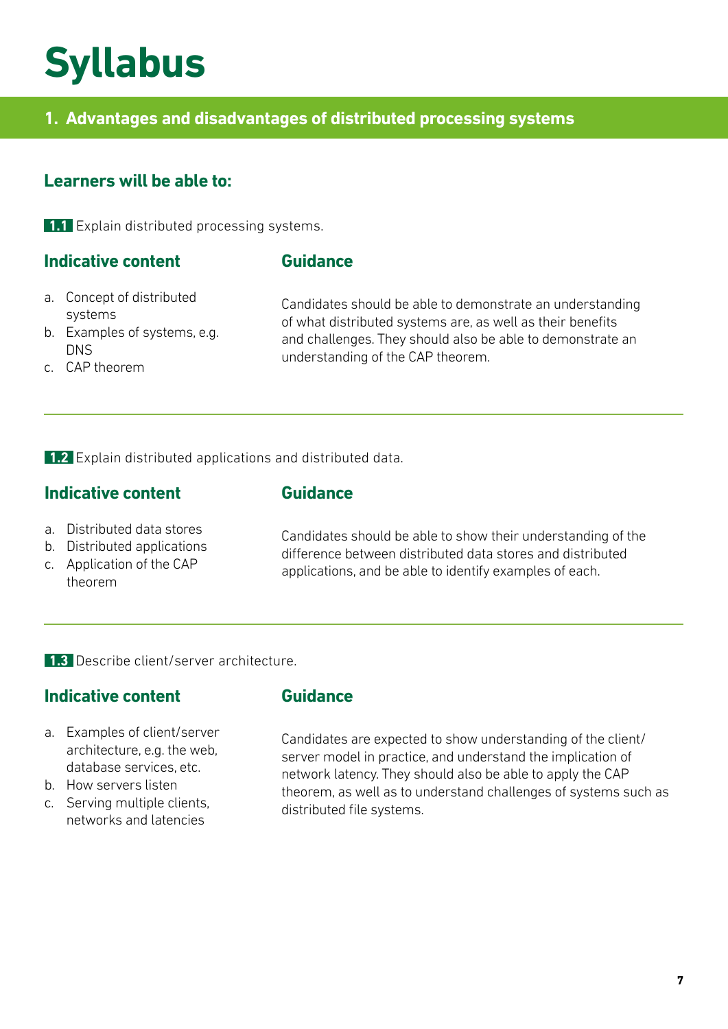# Syllabus

## 1. Advantages and disadvantages of distributed processing systems

### Learners will be able to:

**1.1** Explain distributed processing systems.

#### Indicative content

a. Concept of distributed systems
b. Examples of systems, e.g. DNS
c. CAP theorem

#### Guidance

Candidates should be able to demonstrate an understanding of what distributed systems are, as well as their benefits and challenges. They should also be able to demonstrate an understanding of the CAP theorem.

---

**1.2** Explain distributed applications and distributed data.

#### Indicative content

a. Distributed data stores
b. Distributed applications
c. Application of the CAP theorem

#### Guidance

Candidates should be able to show their understanding of the difference between distributed data stores and distributed applications, and be able to identify examples of each.

---

**1.3** Describe client/server architecture.

#### Indicative content

a. Examples of client/server architecture, e.g. the web, database services, etc.
b. How servers listen
c. Serving multiple clients, networks and latencies

#### Guidance

Candidates are expected to show understanding of the client/server model in practice, and understand the implication of network latency. They should also be able to apply the CAP theorem, as well as to understand challenges of systems such as distributed file systems.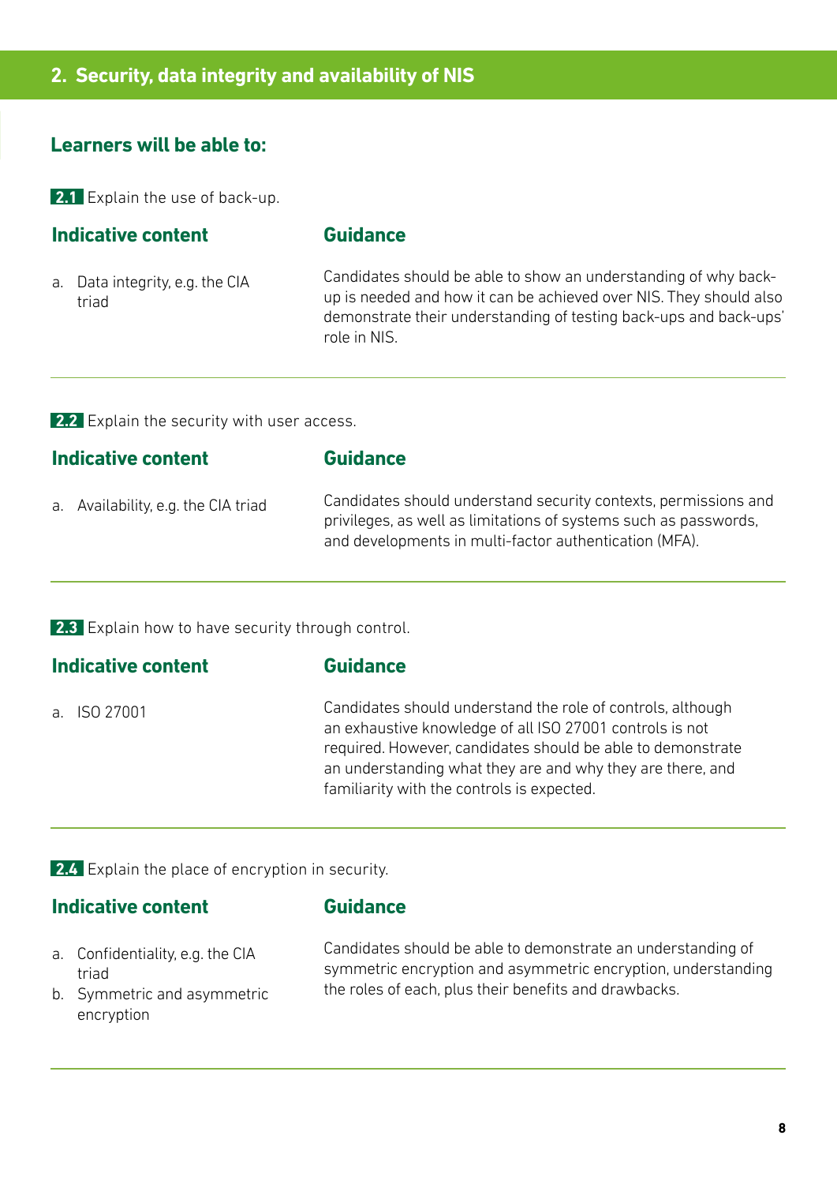## 2. Security, data integrity and availability of NIS

### Learners will be able to:

**2.1** Explain the use of back-up.

| Indicative content | Guidance |
| --- | --- |
| a. Data integrity, e.g. the CIA triad | Candidates should be able to show an understanding of why back-up is needed and how it can be achieved over NIS. They should also demonstrate their understanding of testing back-ups and back-ups' role in NIS. |

**2.2** Explain the security with user access.

| Indicative content | Guidance |
| --- | --- |
| a. Availability, e.g. the CIA triad | Candidates should understand security contexts, permissions and privileges, as well as limitations of systems such as passwords, and developments in multi-factor authentication (MFA). |

**2.3** Explain how to have security through control.

| Indicative content | Guidance |
| --- | --- |
| a. ISO 27001 | Candidates should understand the role of controls, although an exhaustive knowledge of all ISO 27001 controls is not required. However, candidates should be able to demonstrate an understanding what they are and why they are there, and familiarity with the controls is expected. |

**2.4** Explain the place of encryption in security.

| Indicative content | Guidance |
| --- | --- |
| a. Confidentiality, e.g. the CIA triad<br>b. Symmetric and asymmetric encryption | Candidates should be able to demonstrate an understanding of symmetric encryption and asymmetric encryption, understanding the roles of each, plus their benefits and drawbacks. |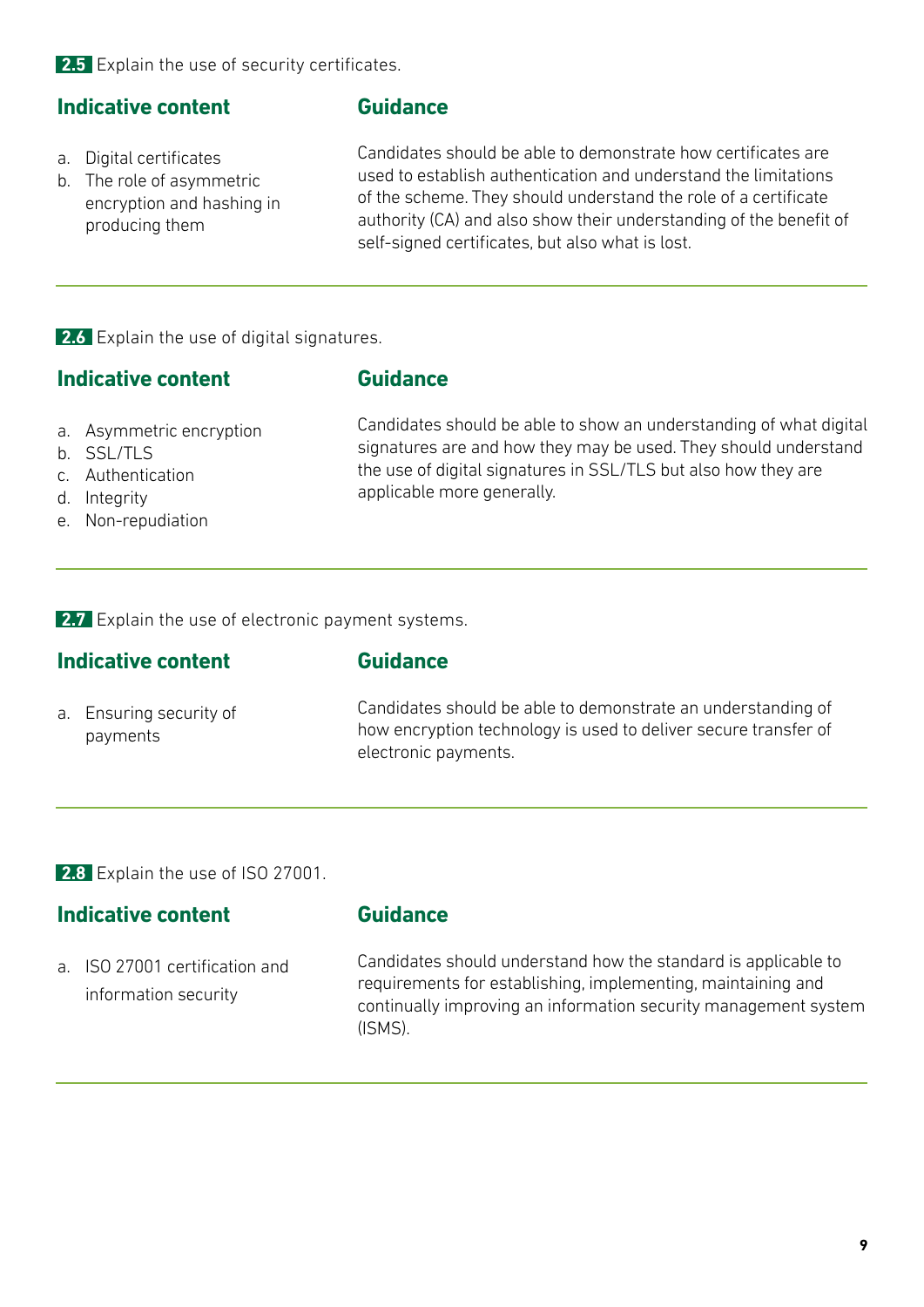**2.5** Explain the use of security certificates.

### Indicative content

a. Digital certificates
b. The role of asymmetric encryption and hashing in producing them

### Guidance

Candidates should be able to demonstrate how certificates are used to establish authentication and understand the limitations of the scheme. They should understand the role of a certificate authority (CA) and also show their understanding of the benefit of self-signed certificates, but also what is lost.

---

**2.6** Explain the use of digital signatures.

### Indicative content

a. Asymmetric encryption
b. SSL/TLS
c. Authentication
d. Integrity
e. Non-repudiation

### Guidance

Candidates should be able to show an understanding of what digital signatures are and how they may be used. They should understand the use of digital signatures in SSL/TLS but also how they are applicable more generally.

---

**2.7** Explain the use of electronic payment systems.

### Indicative content

a. Ensuring security of payments

### Guidance

Candidates should be able to demonstrate an understanding of how encryption technology is used to deliver secure transfer of electronic payments.

---

**2.8** Explain the use of ISO 27001.

### Indicative content

a. ISO 27001 certification and information security

### Guidance

Candidates should understand how the standard is applicable to requirements for establishing, implementing, maintaining and continually improving an information security management system (ISMS).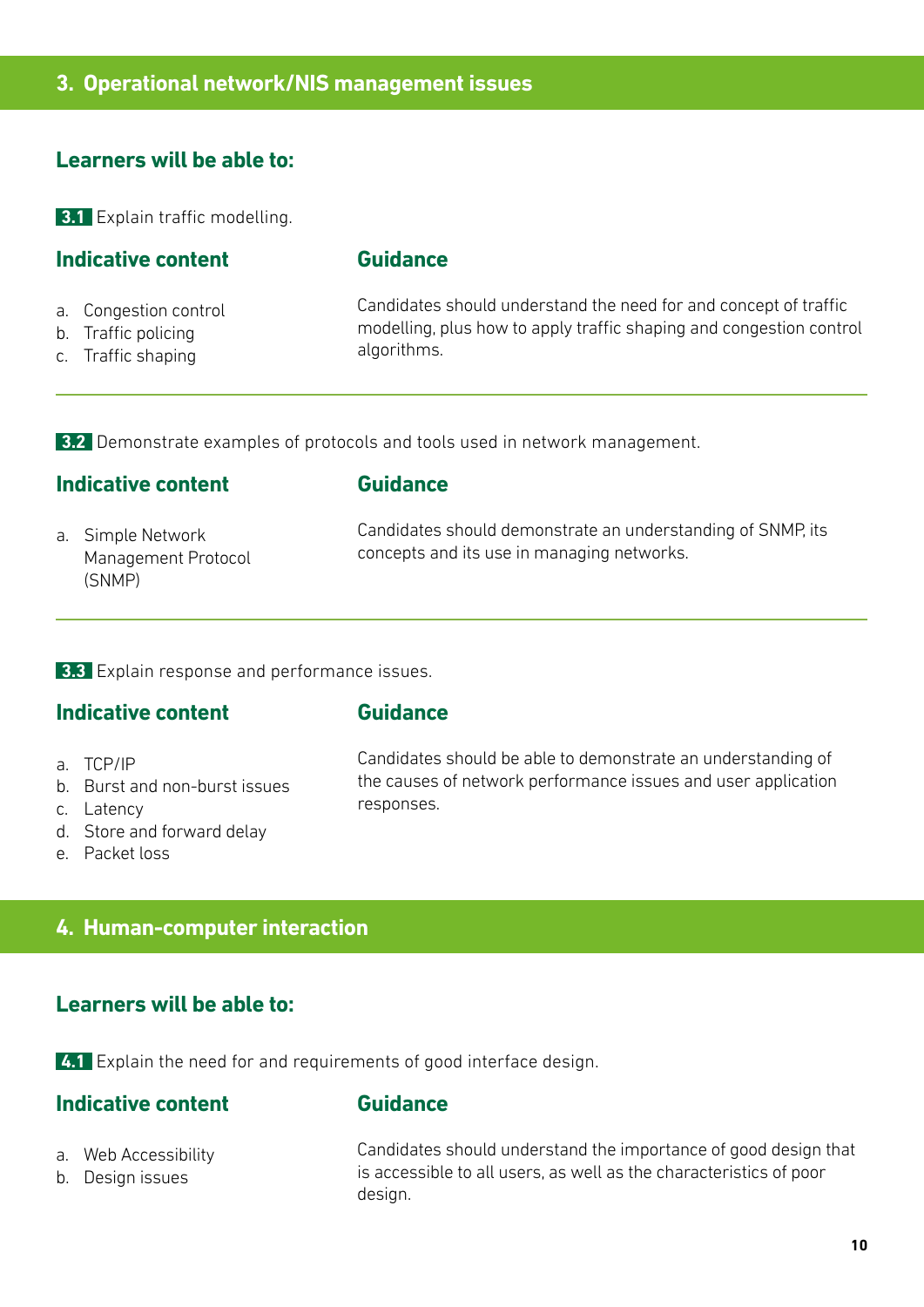## 3. Operational network/NIS management issues

### Learners will be able to:

**3.1** Explain traffic modelling.

| Indicative content | Guidance |
| --- | --- |
| a. Congestion control<br>b. Traffic policing<br>c. Traffic shaping | Candidates should understand the need for and concept of traffic modelling, plus how to apply traffic shaping and congestion control algorithms. |

**3.2** Demonstrate examples of protocols and tools used in network management.

| Indicative content | Guidance |
| --- | --- |
| a. Simple Network Management Protocol (SNMP) | Candidates should demonstrate an understanding of SNMP, its concepts and its use in managing networks. |

**3.3** Explain response and performance issues.

| Indicative content | Guidance |
| --- | --- |
| a. TCP/IP<br>b. Burst and non-burst issues<br>c. Latency<br>d. Store and forward delay<br>e. Packet loss | Candidates should be able to demonstrate an understanding of the causes of network performance issues and user application responses. |

## 4. Human-computer interaction

### Learners will be able to:

**4.1** Explain the need for and requirements of good interface design.

| Indicative content | Guidance |
| --- | --- |
| a. Web Accessibility<br>b. Design issues | Candidates should understand the importance of good design that is accessible to all users, as well as the characteristics of poor design. |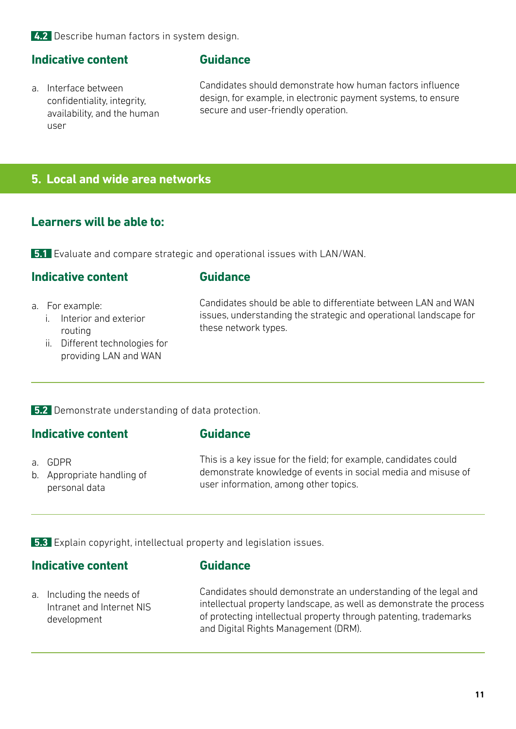**4.2** Describe human factors in system design.

### Indicative content

a. Interface between confidentiality, integrity, availability, and the human user

### Guidance

Candidates should demonstrate how human factors influence design, for example, in electronic payment systems, to ensure secure and user-friendly operation.

## 5. Local and wide area networks

### Learners will be able to:

**5.1** Evaluate and compare strategic and operational issues with LAN/WAN.

### Indicative content

a. For example:
   i. Interior and exterior routing
   ii. Different technologies for providing LAN and WAN

### Guidance

Candidates should be able to differentiate between LAN and WAN issues, understanding the strategic and operational landscape for these network types.

---

**5.2** Demonstrate understanding of data protection.

### Indicative content

a. GDPR
b. Appropriate handling of personal data

### Guidance

This is a key issue for the field; for example, candidates could demonstrate knowledge of events in social media and misuse of user information, among other topics.

---

**5.3** Explain copyright, intellectual property and legislation issues.

### Indicative content

a. Including the needs of Intranet and Internet NIS development

### Guidance

Candidates should demonstrate an understanding of the legal and intellectual property landscape, as well as demonstrate the process of protecting intellectual property through patenting, trademarks and Digital Rights Management (DRM).

---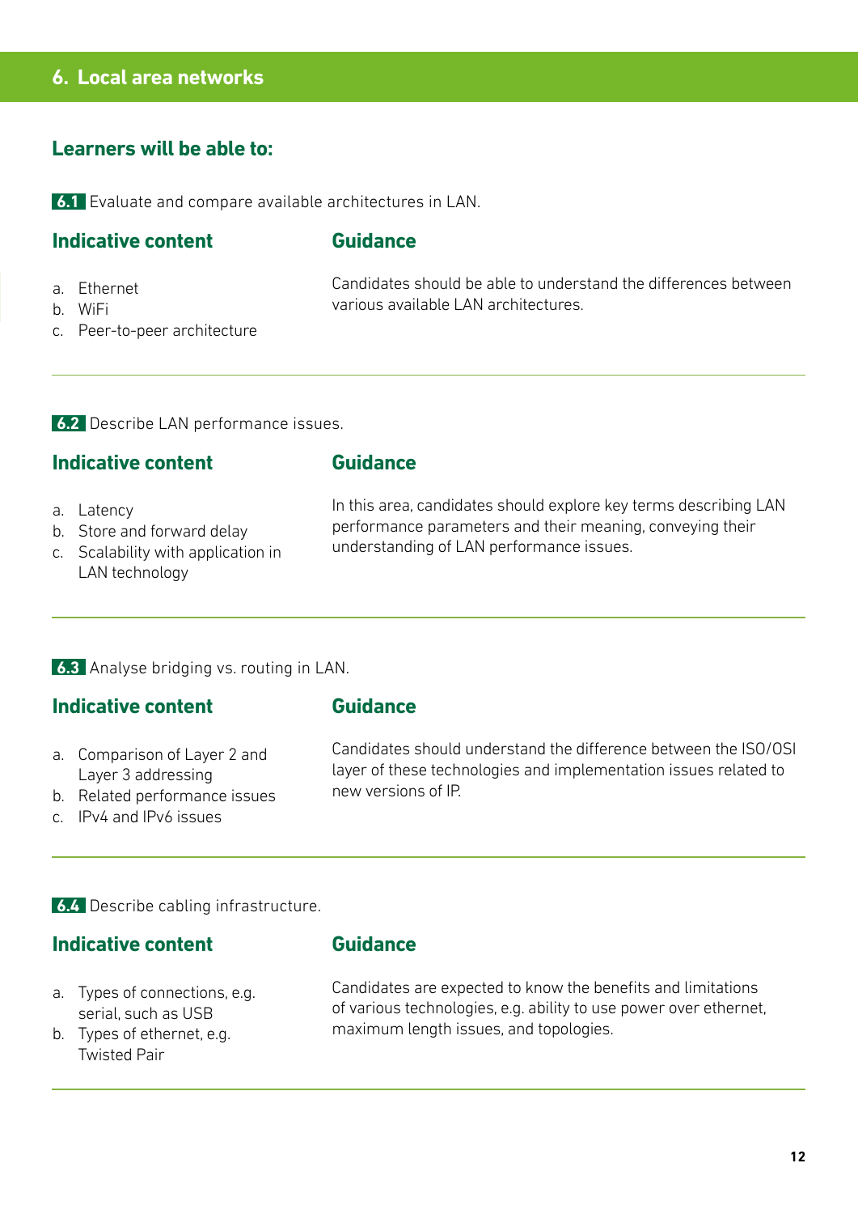## 6. Local area networks

### Learners will be able to:

**6.1** Evaluate and compare available architectures in LAN.

| Indicative content | Guidance |
| --- | --- |
| a. Ethernet<br>b. WiFi<br>c. Peer-to-peer architecture | Candidates should be able to understand the differences between various available LAN architectures. |

**6.2** Describe LAN performance issues.

| Indicative content | Guidance |
| --- | --- |
| a. Latency<br>b. Store and forward delay<br>c. Scalability with application in LAN technology | In this area, candidates should explore key terms describing LAN performance parameters and their meaning, conveying their understanding of LAN performance issues. |

**6.3** Analyse bridging vs. routing in LAN.

| Indicative content | Guidance |
| --- | --- |
| a. Comparison of Layer 2 and Layer 3 addressing<br>b. Related performance issues<br>c. IPv4 and IPv6 issues | Candidates should understand the difference between the ISO/OSI layer of these technologies and implementation issues related to new versions of IP. |

**6.4** Describe cabling infrastructure.

| Indicative content | Guidance |
| --- | --- |
| a. Types of connections, e.g. serial, such as USB<br>b. Types of ethernet, e.g. Twisted Pair | Candidates are expected to know the benefits and limitations of various technologies, e.g. ability to use power over ethernet, maximum length issues, and topologies. |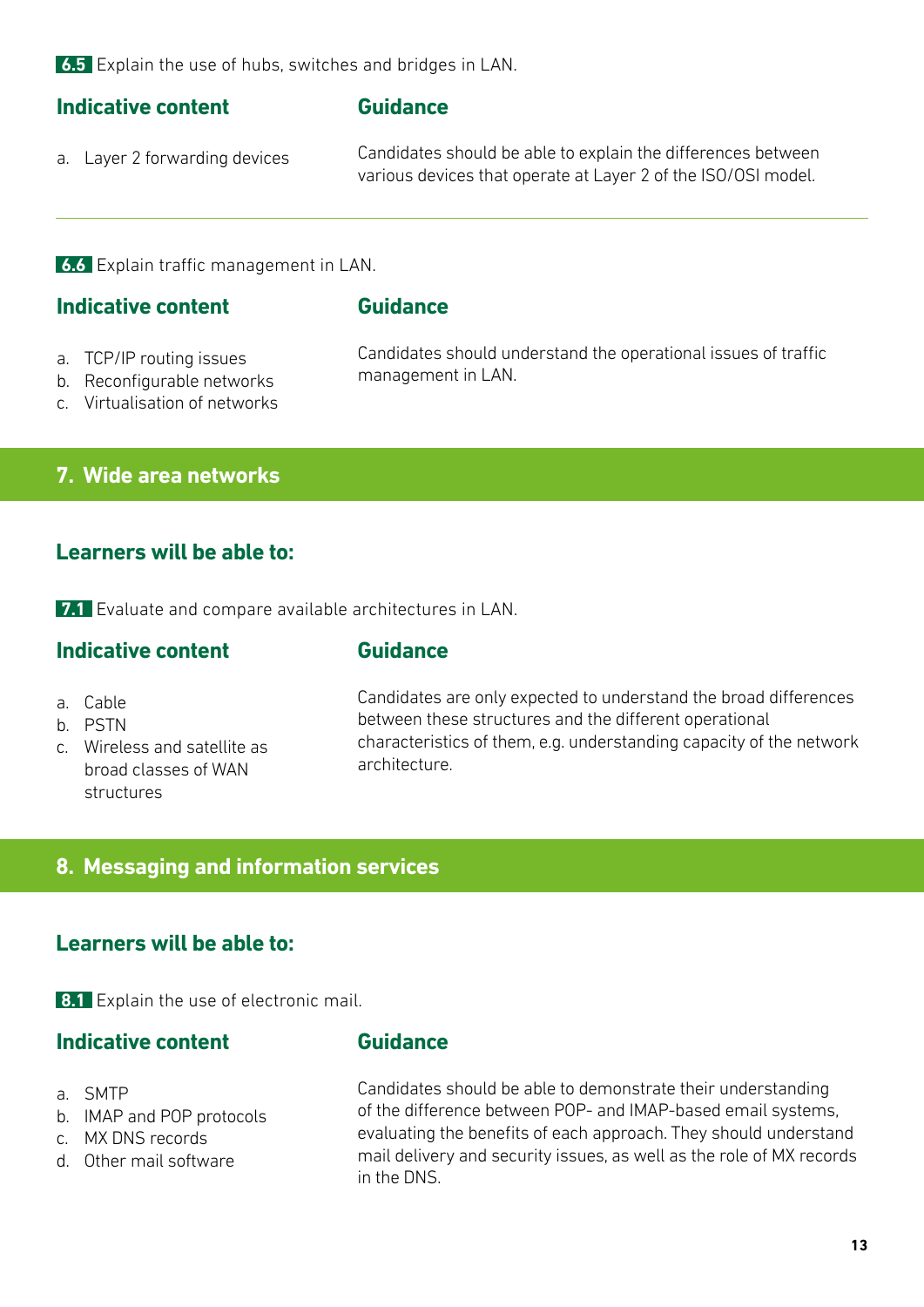**6.5** Explain the use of hubs, switches and bridges in LAN.

| Indicative content | Guidance |
| --- | --- |
| a. Layer 2 forwarding devices | Candidates should be able to explain the differences between various devices that operate at Layer 2 of the ISO/OSI model. |

**6.6** Explain traffic management in LAN.

| Indicative content | Guidance |
| --- | --- |
| a. TCP/IP routing issues<br>b. Reconfigurable networks<br>c. Virtualisation of networks | Candidates should understand the operational issues of traffic management in LAN. |

## 7. Wide area networks

### Learners will be able to:

**7.1** Evaluate and compare available architectures in LAN.

| Indicative content | Guidance |
| --- | --- |
| a. Cable<br>b. PSTN<br>c. Wireless and satellite as broad classes of WAN structures | Candidates are only expected to understand the broad differences between these structures and the different operational characteristics of them, e.g. understanding capacity of the network architecture. |

## 8. Messaging and information services

### Learners will be able to:

**8.1** Explain the use of electronic mail.

| Indicative content | Guidance |
| --- | --- |
| a. SMTP<br>b. IMAP and POP protocols<br>c. MX DNS records<br>d. Other mail software | Candidates should be able to demonstrate their understanding of the difference between POP- and IMAP-based email systems, evaluating the benefits of each approach. They should understand mail delivery and security issues, as well as the role of MX records in the DNS. |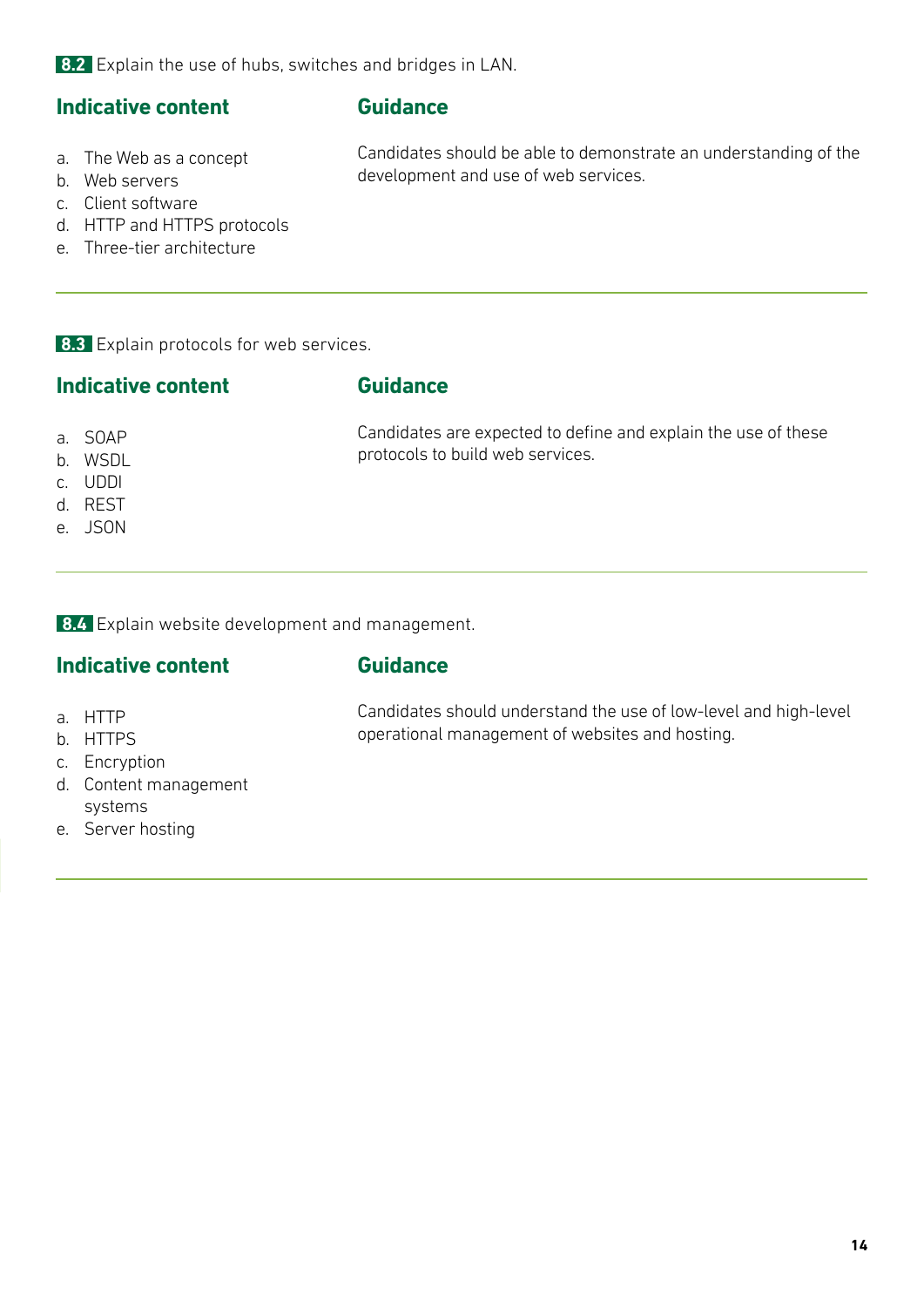**8.2** Explain the use of hubs, switches and bridges in LAN.

### Indicative content

a. The Web as a concept
b. Web servers
c. Client software
d. HTTP and HTTPS protocols
e. Three-tier architecture

### Guidance

Candidates should be able to demonstrate an understanding of the development and use of web services.

---

**8.3** Explain protocols for web services.

### Indicative content

a. SOAP
b. WSDL
c. UDDI
d. REST
e. JSON

### Guidance

Candidates are expected to define and explain the use of these protocols to build web services.

---

**8.4** Explain website development and management.

### Indicative content

a. HTTP
b. HTTPS
c. Encryption
d. Content management systems
e. Server hosting

### Guidance

Candidates should understand the use of low-level and high-level operational management of websites and hosting.

---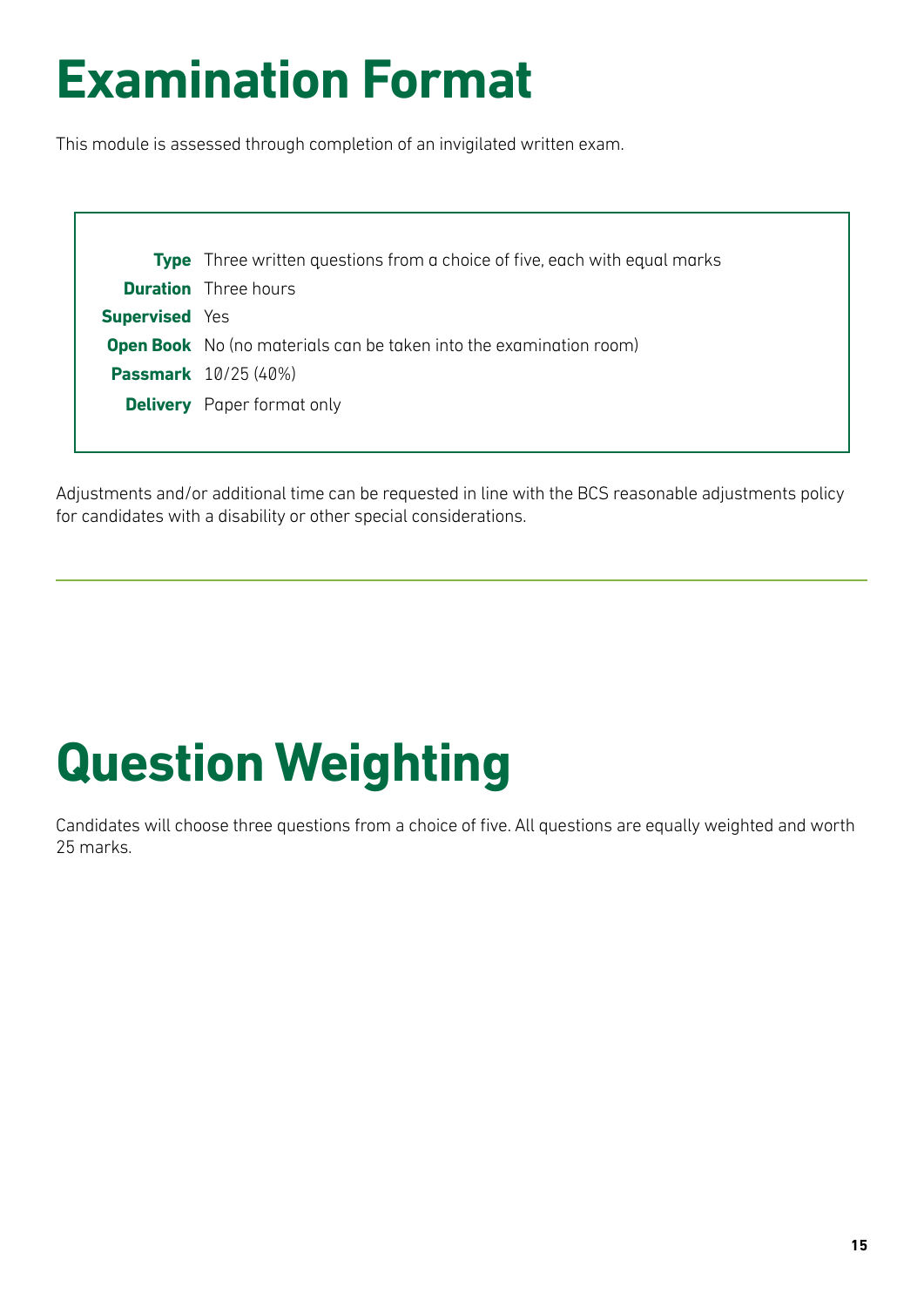# Examination Format

This module is assessed through completion of an invigilated written exam.

| | |
|---|---|
| **Type** | Three written questions from a choice of five, each with equal marks |
| **Duration** | Three hours |
| **Supervised** | Yes |
| **Open Book** | No (no materials can be taken into the examination room) |
| **Passmark** | 10/25 (40%) |
| **Delivery** | Paper format only |

Adjustments and/or additional time can be requested in line with the BCS reasonable adjustments policy for candidates with a disability or other special considerations.

# Question Weighting

Candidates will choose three questions from a choice of five. All questions are equally weighted and worth 25 marks.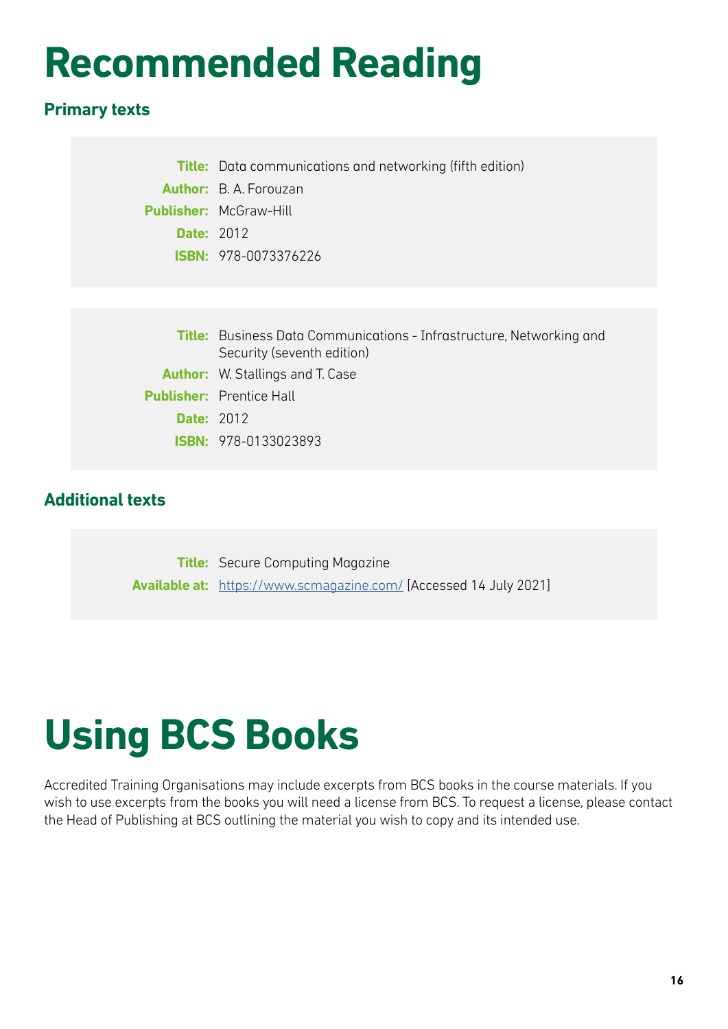# Recommended Reading

## Primary texts

**Title:** Data communications and networking (fifth edition)
**Author:** B. A. Forouzan
**Publisher:** McGraw-Hill
**Date:** 2012
**ISBN:** 978-0073376226

**Title:** Business Data Communications - Infrastructure, Networking and Security (seventh edition)
**Author:** W. Stallings and T. Case
**Publisher:** Prentice Hall
**Date:** 2012
**ISBN:** 978-0133023893

## Additional texts

**Title:** Secure Computing Magazine
**Available at:** https://www.scmagazine.com/ [Accessed 14 July 2021]

# Using BCS Books

Accredited Training Organisations may include excerpts from BCS books in the course materials. If you wish to use excerpts from the books you will need a license from BCS. To request a license, please contact the Head of Publishing at BCS outlining the material you wish to copy and its intended use.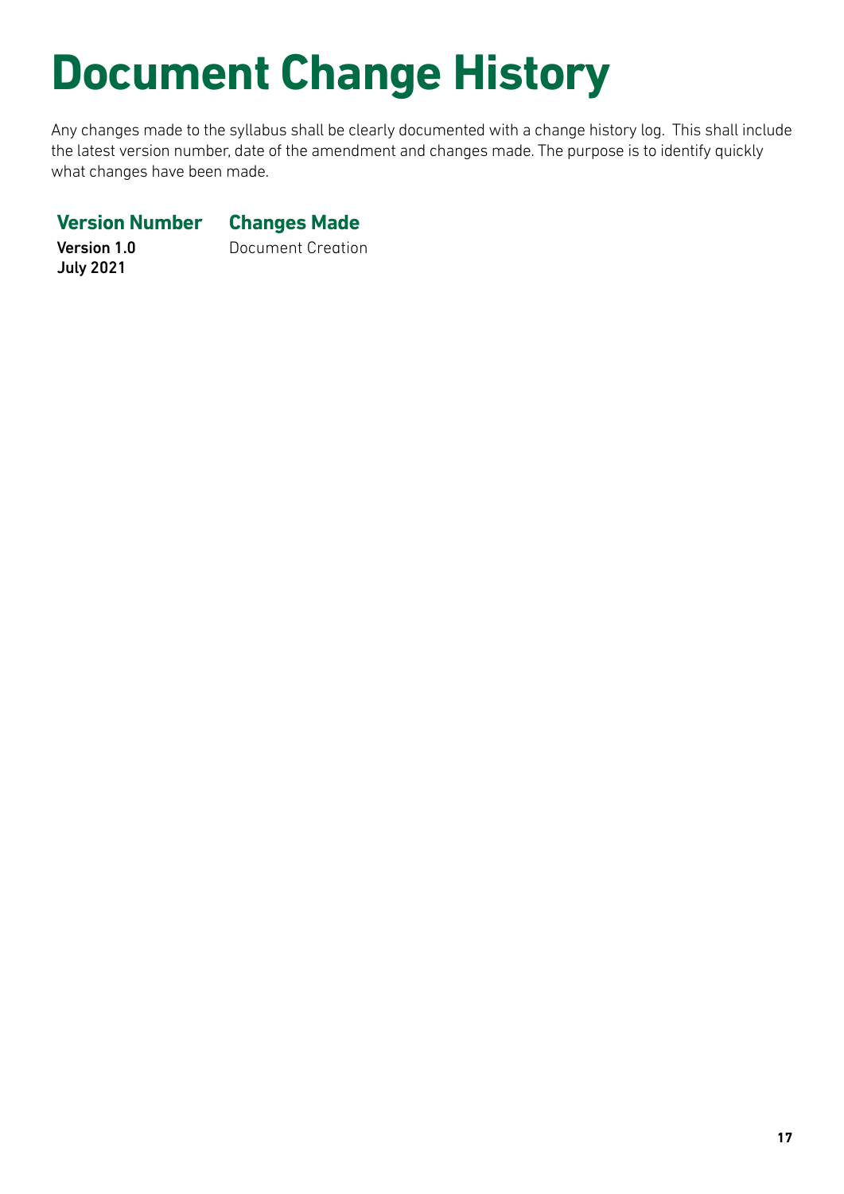# Document Change History

Any changes made to the syllabus shall be clearly documented with a change history log. This shall include the latest version number, date of the amendment and changes made. The purpose is to identify quickly what changes have been made.

| Version Number | Changes Made |
| --- | --- |
| **Version 1.0**<br>**July 2021** | Document Creation |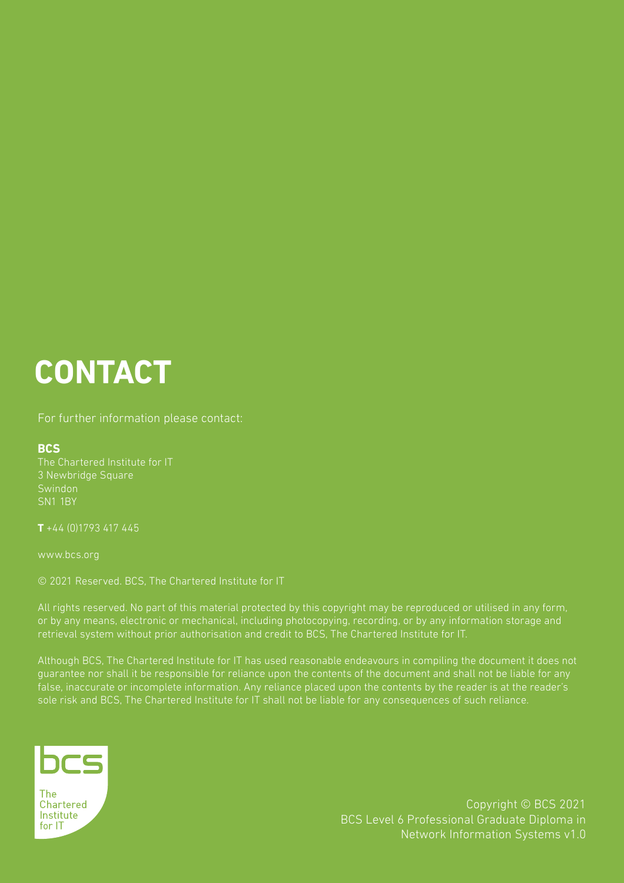# CONTACT

For further information please contact:

**BCS**
The Chartered Institute for IT
3 Newbridge Square
Swindon
SN1 1BY

**T** +44 (0)1793 417 445

www.bcs.org

© 2021 Reserved. BCS, The Chartered Institute for IT

All rights reserved. No part of this material protected by this copyright may be reproduced or utilised in any form, or by any means, electronic or mechanical, including photocopying, recording, or by any information storage and retrieval system without prior authorisation and credit to BCS, The Chartered Institute for IT.

Although BCS, The Chartered Institute for IT has used reasonable endeavours in compiling the document it does not guarantee nor shall it be responsible for reliance upon the contents of the document and shall not be liable for any false, inaccurate or incomplete information. Any reliance placed upon the contents by the reader is at the reader's sole risk and BCS, The Chartered Institute for IT shall not be liable for any consequences of such reliance.

bcs
The Chartered Institute for IT

Copyright © BCS 2021
BCS Level 6 Professional Graduate Diploma in Network Information Systems v1.0